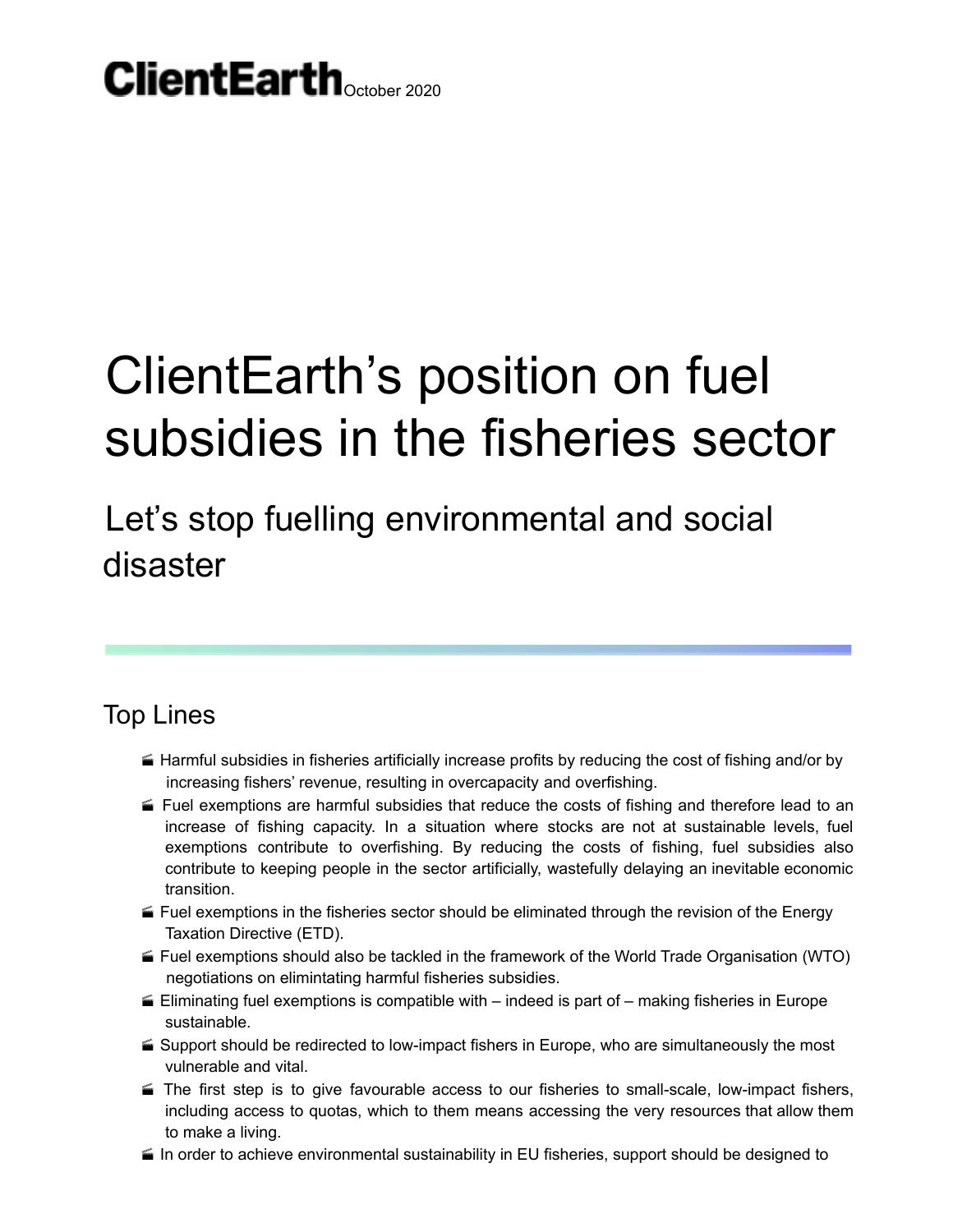ClientEarth October 2020

# ClientEarth's position on fuel subsidies in the fisheries sector

## Let's stop fuelling environmental and social disaster

### Top Lines

- Harmful subsidies in fisheries artificially increase profits by reducing the cost of fishing and/or by increasing fishers' revenue, resulting in overcapacity and overfishing.
- Fuel exemptions are harmful subsidies that reduce the costs of fishing and therefore lead to an increase of fishing capacity. In a situation where stocks are not at sustainable levels, fuel exemptions contribute to overfishing. By reducing the costs of fishing, fuel subsidies also contribute to keeping people in the sector artificially, wastefully delaying an inevitable economic transition.
- Fuel exemptions in the fisheries sector should be eliminated through the revision of the Energy Taxation Directive (ETD).
- Fuel exemptions should also be tackled in the framework of the World Trade Organisation (WTO) negotiations on elimintating harmful fisheries subsidies.
- Eliminating fuel exemptions is compatible with – indeed is part of – making fisheries in Europe sustainable.
- Support should be redirected to low-impact fishers in Europe, who are simultaneously the most vulnerable and vital.
- The first step is to give favourable access to our fisheries to small-scale, low-impact fishers, including access to quotas, which to them means accessing the very resources that allow them to make a living.
- In order to achieve environmental sustainability in EU fisheries, support should be designed to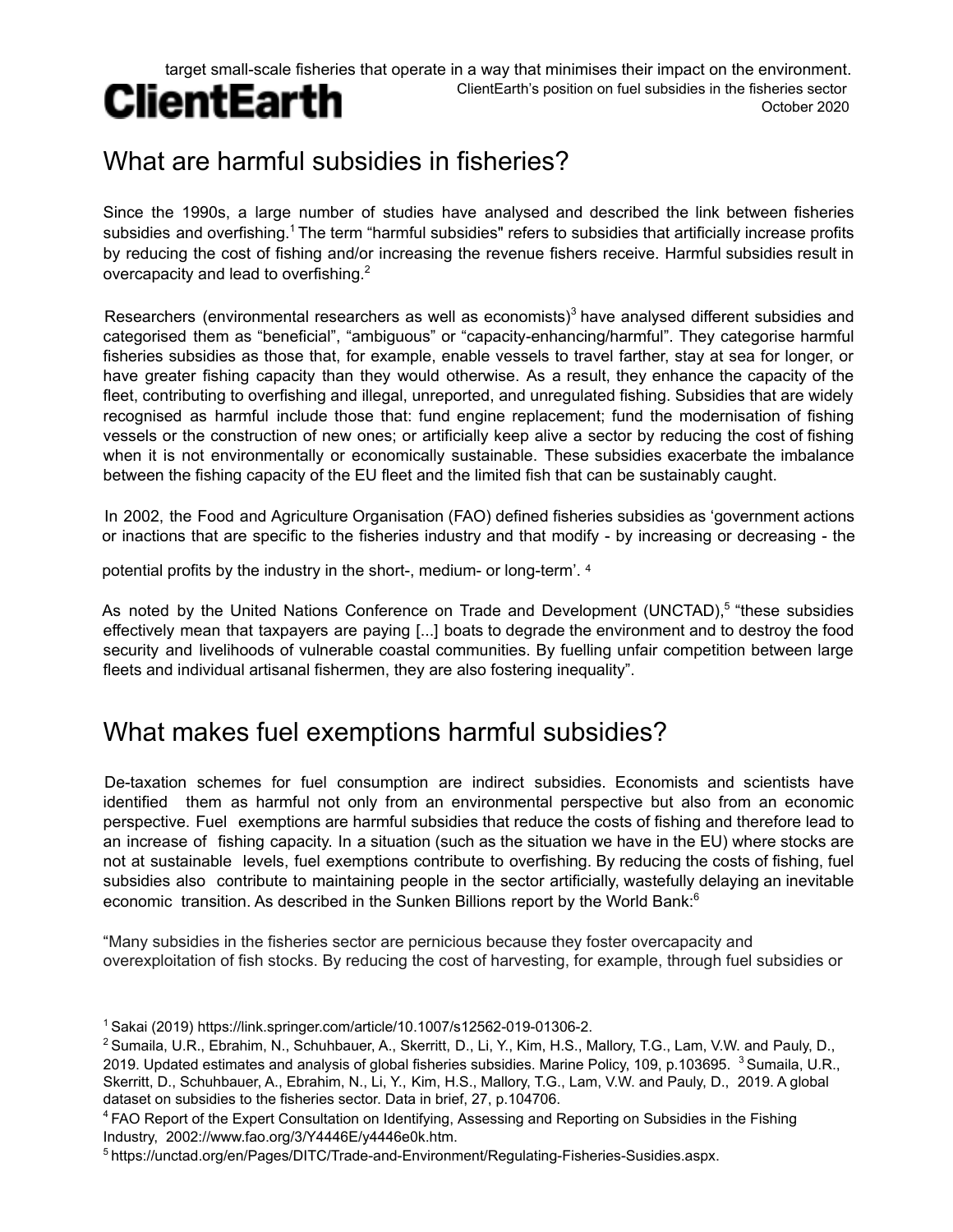target small-scale fisheries that operate in a way that minimises their impact on the environment.

## What are harmful subsidies in fisheries?

Since the 1990s, a large number of studies have analysed and described the link between fisheries subsidies and overfishing.[1] The term "harmful subsidies" refers to subsidies that artificially increase profits by reducing the cost of fishing and/or increasing the revenue fishers receive. Harmful subsidies result in overcapacity and lead to overfishing.[2]

Researchers (environmental researchers as well as economists)[3] have analysed different subsidies and categorised them as "beneficial", "ambiguous" or "capacity-enhancing/harmful". They categorise harmful fisheries subsidies as those that, for example, enable vessels to travel farther, stay at sea for longer, or have greater fishing capacity than they would otherwise. As a result, they enhance the capacity of the fleet, contributing to overfishing and illegal, unreported, and unregulated fishing. Subsidies that are widely recognised as harmful include those that: fund engine replacement; fund the modernisation of fishing vessels or the construction of new ones; or artificially keep alive a sector by reducing the cost of fishing when it is not environmentally or economically sustainable. These subsidies exacerbate the imbalance between the fishing capacity of the EU fleet and the limited fish that can be sustainably caught.

In 2002, the Food and Agriculture Organisation (FAO) defined fisheries subsidies as 'government actions or inactions that are specific to the fisheries industry and that modify - by increasing or decreasing - the potential profits by the industry in the short-, medium- or long-term'.[4]

As noted by the United Nations Conference on Trade and Development (UNCTAD),[5] "these subsidies effectively mean that taxpayers are paying [...] boats to degrade the environment and to destroy the food security and livelihoods of vulnerable coastal communities. By fuelling unfair competition between large fleets and individual artisanal fishermen, they are also fostering inequality".

## What makes fuel exemptions harmful subsidies?

De-taxation schemes for fuel consumption are indirect subsidies. Economists and scientists have identified them as harmful not only from an environmental perspective but also from an economic perspective. Fuel exemptions are harmful subsidies that reduce the costs of fishing and therefore lead to an increase of fishing capacity. In a situation (such as the situation we have in the EU) where stocks are not at sustainable levels, fuel exemptions contribute to overfishing. By reducing the costs of fishing, fuel subsidies also contribute to maintaining people in the sector artificially, wastefully delaying an inevitable economic transition. As described in the Sunken Billions report by the World Bank:[6]

"Many subsidies in the fisheries sector are pernicious because they foster overcapacity and overexploitation of fish stocks. By reducing the cost of harvesting, for example, through fuel subsidies or

---

[1] Sakai (2019) https://link.springer.com/article/10.1007/s12562-019-01306-2.

[2] Sumaila, U.R., Ebrahim, N., Schuhbauer, A., Skerritt, D., Li, Y., Kim, H.S., Mallory, T.G., Lam, V.W. and Pauly, D., 2019. Updated estimates and analysis of global fisheries subsidies. Marine Policy, 109, p.103695. [3] Sumaila, U.R., Skerritt, D., Schuhbauer, A., Ebrahim, N., Li, Y., Kim, H.S., Mallory, T.G., Lam, V.W. and Pauly, D., 2019. A global dataset on subsidies to the fisheries sector. Data in brief, 27, p.104706.

[4] FAO Report of the Expert Consultation on Identifying, Assessing and Reporting on Subsidies in the Fishing Industry, 2002://www.fao.org/3/Y4446E/y4446e0k.htm.

[5] https://unctad.org/en/Pages/DITC/Trade-and-Environment/Regulating-Fisheries-Susidies.aspx.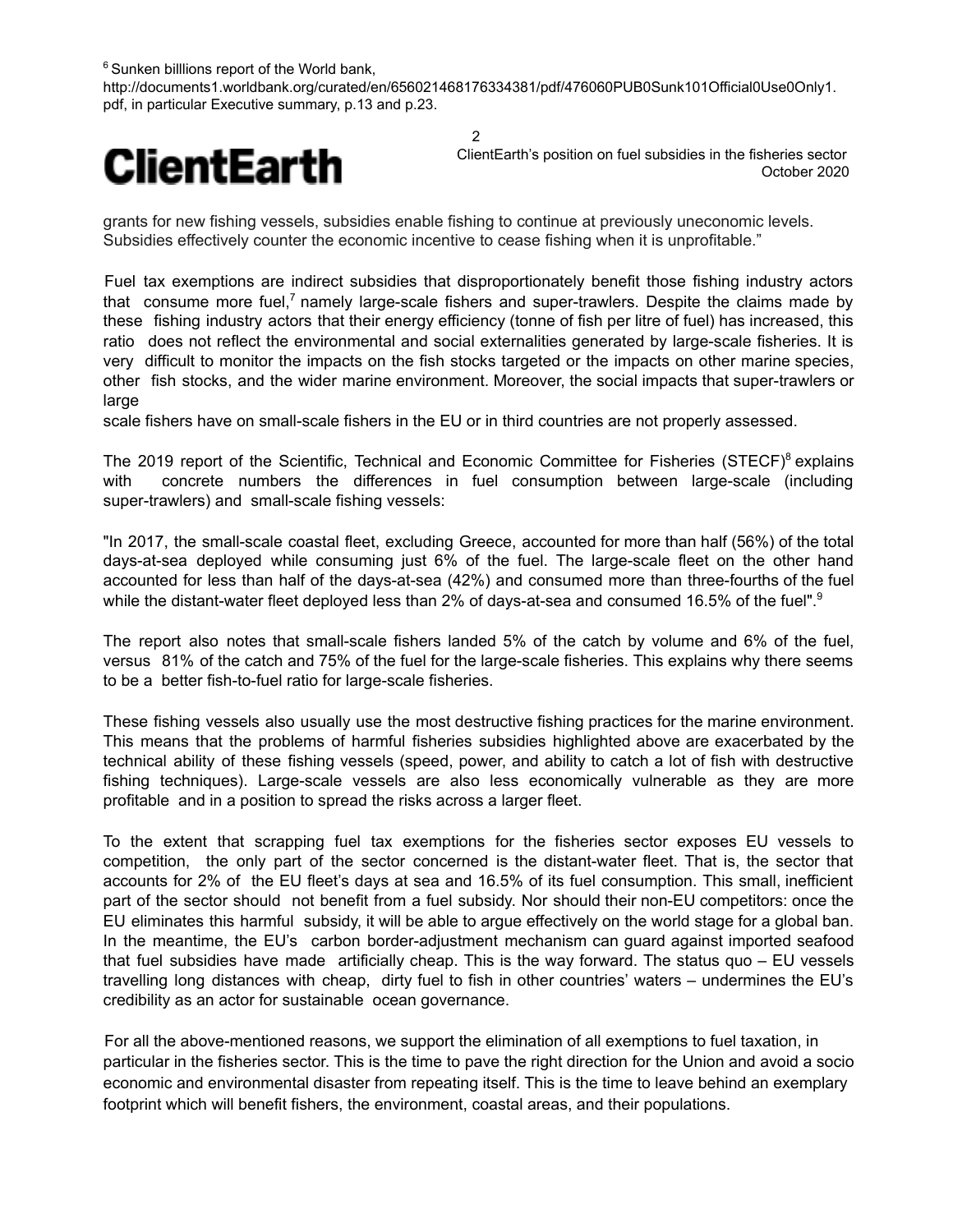[6] Sunken billlions report of the World bank, http://documents1.worldbank.org/curated/en/656021468176334381/pdf/476060PUB0Sunk101Official0Use0Only1.pdf, in particular Executive summary, p.13 and p.23.

grants for new fishing vessels, subsidies enable fishing to continue at previously uneconomic levels. Subsidies effectively counter the economic incentive to cease fishing when it is unprofitable."

Fuel tax exemptions are indirect subsidies that disproportionately benefit those fishing industry actors that consume more fuel,[7] namely large-scale fishers and super-trawlers. Despite the claims made by these fishing industry actors that their energy efficiency (tonne of fish per litre of fuel) has increased, this ratio does not reflect the environmental and social externalities generated by large-scale fisheries. It is very difficult to monitor the impacts on the fish stocks targeted or the impacts on other marine species, other fish stocks, and the wider marine environment. Moreover, the social impacts that super-trawlers or large scale fishers have on small-scale fishers in the EU or in third countries are not properly assessed.

The 2019 report of the Scientific, Technical and Economic Committee for Fisheries (STECF)[8] explains with concrete numbers the differences in fuel consumption between large-scale (including super-trawlers) and small-scale fishing vessels:

"In 2017, the small-scale coastal fleet, excluding Greece, accounted for more than half (56%) of the total days-at-sea deployed while consuming just 6% of the fuel. The large-scale fleet on the other hand accounted for less than half of the days-at-sea (42%) and consumed more than three-fourths of the fuel while the distant-water fleet deployed less than 2% of days-at-sea and consumed 16.5% of the fuel".[9]

The report also notes that small-scale fishers landed 5% of the catch by volume and 6% of the fuel, versus 81% of the catch and 75% of the fuel for the large-scale fisheries. This explains why there seems to be a better fish-to-fuel ratio for large-scale fisheries.

These fishing vessels also usually use the most destructive fishing practices for the marine environment. This means that the problems of harmful fisheries subsidies highlighted above are exacerbated by the technical ability of these fishing vessels (speed, power, and ability to catch a lot of fish with destructive fishing techniques). Large-scale vessels are also less economically vulnerable as they are more profitable and in a position to spread the risks across a larger fleet.

To the extent that scrapping fuel tax exemptions for the fisheries sector exposes EU vessels to competition, the only part of the sector concerned is the distant-water fleet. That is, the sector that accounts for 2% of the EU fleet's days at sea and 16.5% of its fuel consumption. This small, inefficient part of the sector should not benefit from a fuel subsidy. Nor should their non-EU competitors: once the EU eliminates this harmful subsidy, it will be able to argue effectively on the world stage for a global ban. In the meantime, the EU's carbon border-adjustment mechanism can guard against imported seafood that fuel subsidies have made artificially cheap. This is the way forward. The status quo – EU vessels travelling long distances with cheap, dirty fuel to fish in other countries' waters – undermines the EU's credibility as an actor for sustainable ocean governance.

For all the above-mentioned reasons, we support the elimination of all exemptions to fuel taxation, in particular in the fisheries sector. This is the time to pave the right direction for the Union and avoid a socio economic and environmental disaster from repeating itself. This is the time to leave behind an exemplary footprint which will benefit fishers, the environment, coastal areas, and their populations.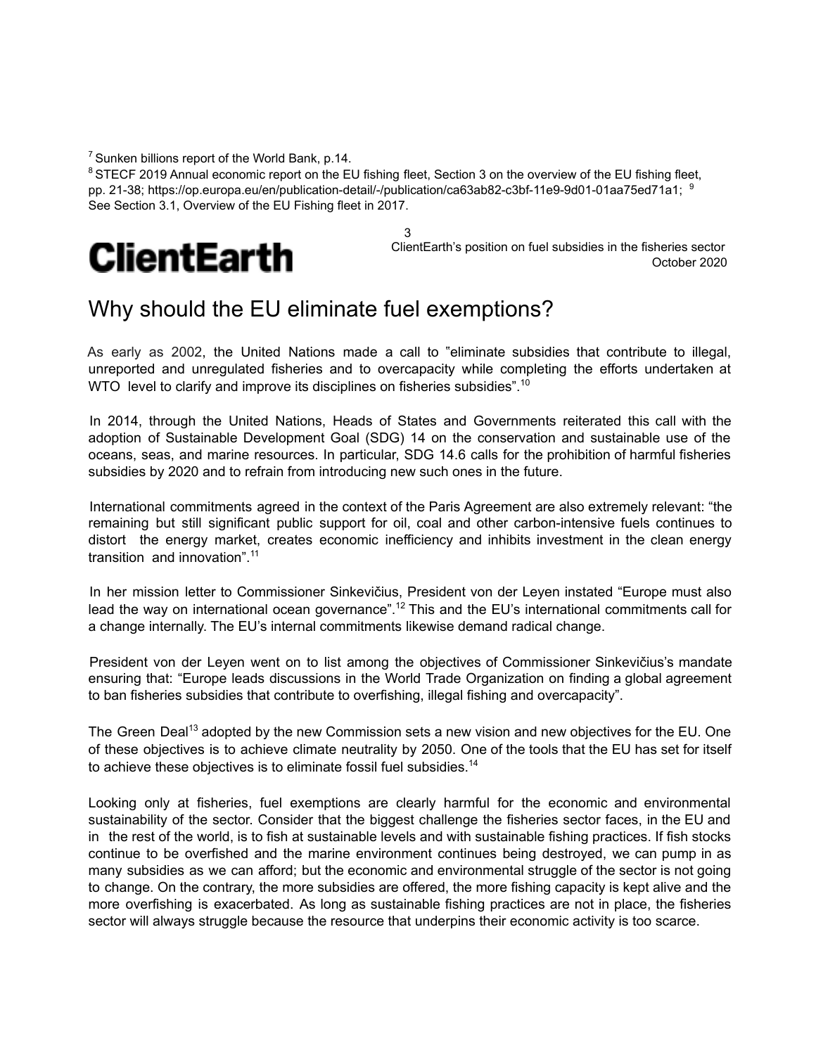[7] Sunken billions report of the World Bank, p.14.

[8] STECF 2019 Annual economic report on the EU fishing fleet, Section 3 on the overview of the EU fishing fleet, pp. 21-38; https://op.europa.eu/en/publication-detail/-/publication/ca63ab82-c3bf-11e9-9d01-01aa75ed71a1;

[9] See Section 3.1, Overview of the EU Fishing fleet in 2017.

# Why should the EU eliminate fuel exemptions?

As early as 2002, the United Nations made a call to "eliminate subsidies that contribute to illegal, unreported and unregulated fisheries and to overcapacity while completing the efforts undertaken at WTO level to clarify and improve its disciplines on fisheries subsidies".[10]

In 2014, through the United Nations, Heads of States and Governments reiterated this call with the adoption of Sustainable Development Goal (SDG) 14 on the conservation and sustainable use of the oceans, seas, and marine resources. In particular, SDG 14.6 calls for the prohibition of harmful fisheries subsidies by 2020 and to refrain from introducing new such ones in the future.

International commitments agreed in the context of the Paris Agreement are also extremely relevant: "the remaining but still significant public support for oil, coal and other carbon-intensive fuels continues to distort the energy market, creates economic inefficiency and inhibits investment in the clean energy transition and innovation".[11]

In her mission letter to Commissioner Sinkevičius, President von der Leyen instated "Europe must also lead the way on international ocean governance".[12] This and the EU's international commitments call for a change internally. The EU's internal commitments likewise demand radical change.

President von der Leyen went on to list among the objectives of Commissioner Sinkevičius's mandate ensuring that: "Europe leads discussions in the World Trade Organization on finding a global agreement to ban fisheries subsidies that contribute to overfishing, illegal fishing and overcapacity".

The Green Deal[13] adopted by the new Commission sets a new vision and new objectives for the EU. One of these objectives is to achieve climate neutrality by 2050. One of the tools that the EU has set for itself to achieve these objectives is to eliminate fossil fuel subsidies.[14]

Looking only at fisheries, fuel exemptions are clearly harmful for the economic and environmental sustainability of the sector. Consider that the biggest challenge the fisheries sector faces, in the EU and in the rest of the world, is to fish at sustainable levels and with sustainable fishing practices. If fish stocks continue to be overfished and the marine environment continues being destroyed, we can pump in as many subsidies as we can afford; but the economic and environmental struggle of the sector is not going to change. On the contrary, the more subsidies are offered, the more fishing capacity is kept alive and the more overfishing is exacerbated. As long as sustainable fishing practices are not in place, the fisheries sector will always struggle because the resource that underpins their economic activity is too scarce.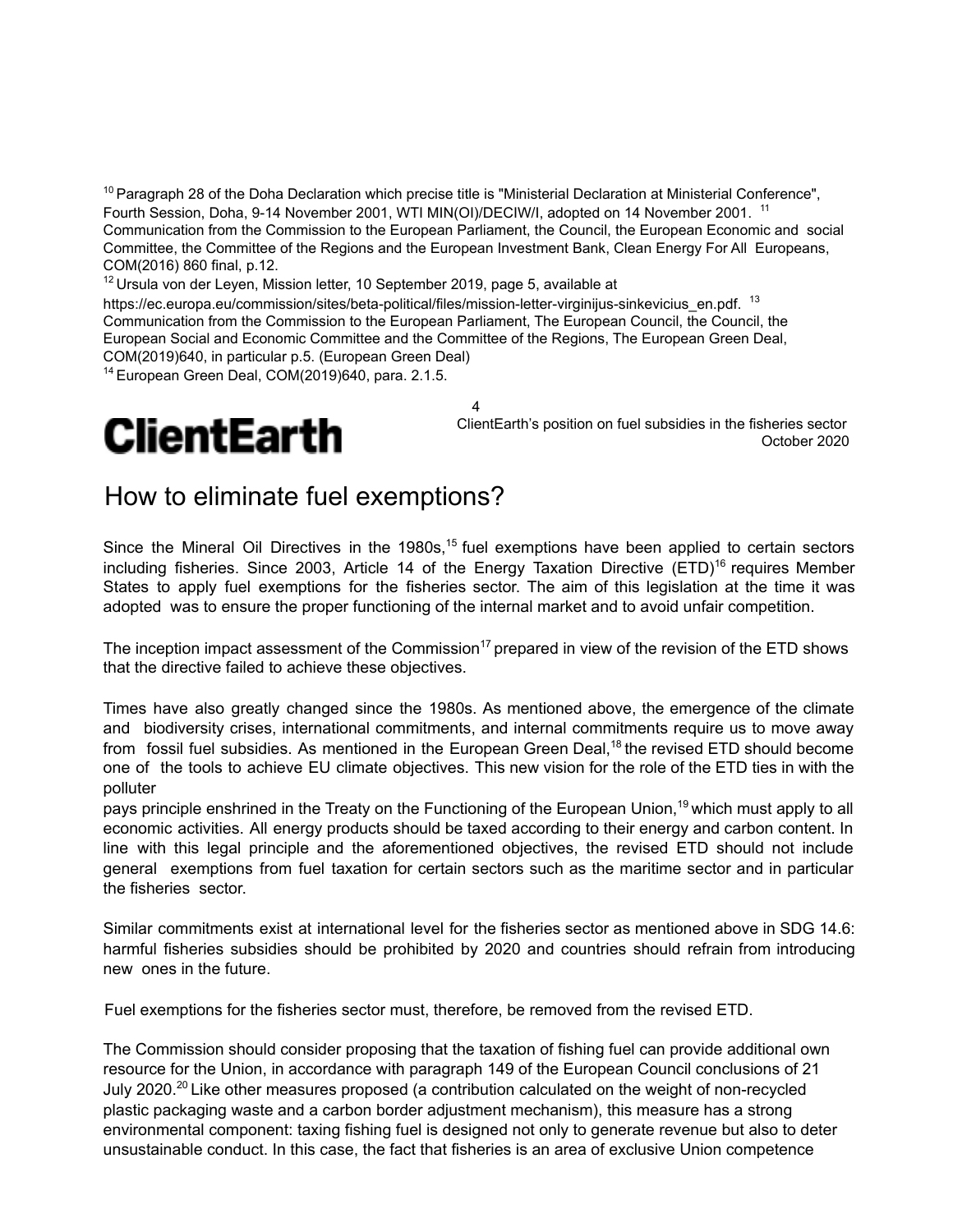[10] Paragraph 28 of the Doha Declaration which precise title is "Ministerial Declaration at Ministerial Conference", Fourth Session, Doha, 9-14 November 2001, WTI MIN(OI)/DECIW/I, adopted on 14 November 2001.

[11] Communication from the Commission to the European Parliament, the Council, the European Economic and social Committee, the Committee of the Regions and the European Investment Bank, Clean Energy For All Europeans, COM(2016) 860 final, p.12.

[12] Ursula von der Leyen, Mission letter, 10 September 2019, page 5, available at https://ec.europa.eu/commission/sites/beta-political/files/mission-letter-virginijus-sinkevicius_en.pdf.

[13] Communication from the Commission to the European Parliament, The European Council, the Council, the European Social and Economic Committee and the Committee of the Regions, The European Green Deal, COM(2019)640, in particular p.5. (European Green Deal)

[14] European Green Deal, COM(2019)640, para. 2.1.5.

# How to eliminate fuel exemptions?

Since the Mineral Oil Directives in the 1980s,[15] fuel exemptions have been applied to certain sectors including fisheries. Since 2003, Article 14 of the Energy Taxation Directive (ETD)[16] requires Member States to apply fuel exemptions for the fisheries sector. The aim of this legislation at the time it was adopted was to ensure the proper functioning of the internal market and to avoid unfair competition.

The inception impact assessment of the Commission[17] prepared in view of the revision of the ETD shows that the directive failed to achieve these objectives.

Times have also greatly changed since the 1980s. As mentioned above, the emergence of the climate and biodiversity crises, international commitments, and internal commitments require us to move away from fossil fuel subsidies. As mentioned in the European Green Deal,[18] the revised ETD should become one of the tools to achieve EU climate objectives. This new vision for the role of the ETD ties in with the polluter pays principle enshrined in the Treaty on the Functioning of the European Union,[19] which must apply to all economic activities. All energy products should be taxed according to their energy and carbon content. In line with this legal principle and the aforementioned objectives, the revised ETD should not include general exemptions from fuel taxation for certain sectors such as the maritime sector and in particular the fisheries sector.

Similar commitments exist at international level for the fisheries sector as mentioned above in SDG 14.6: harmful fisheries subsidies should be prohibited by 2020 and countries should refrain from introducing new ones in the future.

Fuel exemptions for the fisheries sector must, therefore, be removed from the revised ETD.

The Commission should consider proposing that the taxation of fishing fuel can provide additional own resource for the Union, in accordance with paragraph 149 of the European Council conclusions of 21 July 2020.[20] Like other measures proposed (a contribution calculated on the weight of non-recycled plastic packaging waste and a carbon border adjustment mechanism), this measure has a strong environmental component: taxing fishing fuel is designed not only to generate revenue but also to deter unsustainable conduct. In this case, the fact that fisheries is an area of exclusive Union competence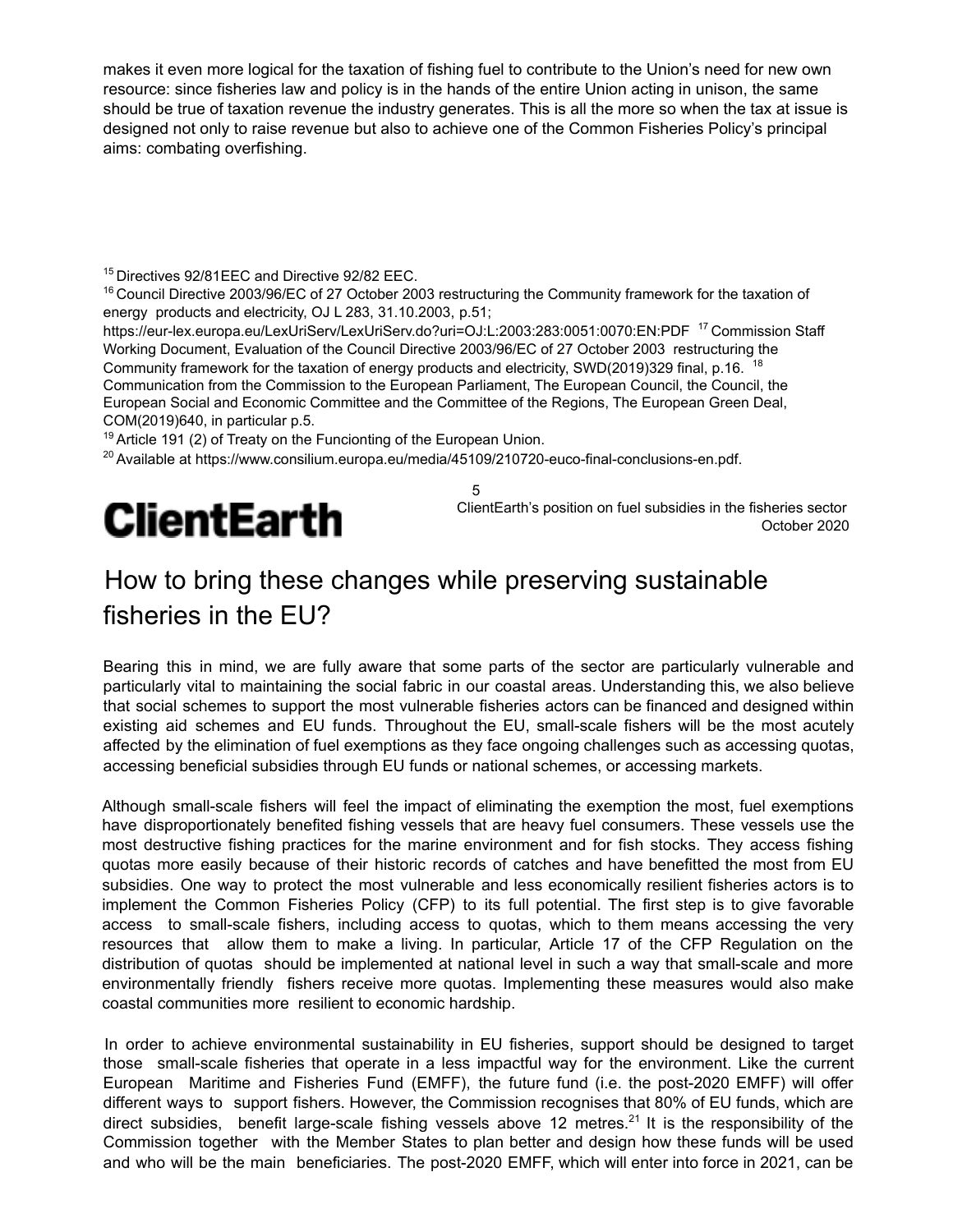makes it even more logical for the taxation of fishing fuel to contribute to the Union's need for new own resource: since fisheries law and policy is in the hands of the entire Union acting in unison, the same should be true of taxation revenue the industry generates. This is all the more so when the tax at issue is designed not only to raise revenue but also to achieve one of the Common Fisheries Policy's principal aims: combating overfishing.

[15] Directives 92/81EEC and Directive 92/82 EEC.

[16] Council Directive 2003/96/EC of 27 October 2003 restructuring the Community framework for the taxation of energy products and electricity, OJ L 283, 31.10.2003, p.51; https://eur-lex.europa.eu/LexUriServ/LexUriServ.do?uri=OJ:L:2003:283:0051:0070:EN:PDF

[17] Commission Staff Working Document, Evaluation of the Council Directive 2003/96/EC of 27 October 2003 restructuring the Community framework for the taxation of energy products and electricity, SWD(2019)329 final, p.16.

[18] Communication from the Commission to the European Parliament, The European Council, the Council, the European Social and Economic Committee and the Committee of the Regions, The European Green Deal, COM(2019)640, in particular p.5.

[19] Article 191 (2) of Treaty on the Funcionting of the European Union.

[20] Available at https://www.consilium.europa.eu/media/45109/210720-euco-final-conclusions-en.pdf.

# How to bring these changes while preserving sustainable fisheries in the EU?

Bearing this in mind, we are fully aware that some parts of the sector are particularly vulnerable and particularly vital to maintaining the social fabric in our coastal areas. Understanding this, we also believe that social schemes to support the most vulnerable fisheries actors can be financed and designed within existing aid schemes and EU funds. Throughout the EU, small-scale fishers will be the most acutely affected by the elimination of fuel exemptions as they face ongoing challenges such as accessing quotas, accessing beneficial subsidies through EU funds or national schemes, or accessing markets.

Although small-scale fishers will feel the impact of eliminating the exemption the most, fuel exemptions have disproportionately benefited fishing vessels that are heavy fuel consumers. These vessels use the most destructive fishing practices for the marine environment and for fish stocks. They access fishing quotas more easily because of their historic records of catches and have benefitted the most from EU subsidies. One way to protect the most vulnerable and less economically resilient fisheries actors is to implement the Common Fisheries Policy (CFP) to its full potential. The first step is to give favorable access to small-scale fishers, including access to quotas, which to them means accessing the very resources that allow them to make a living. In particular, Article 17 of the CFP Regulation on the distribution of quotas should be implemented at national level in such a way that small-scale and more environmentally friendly fishers receive more quotas. Implementing these measures would also make coastal communities more resilient to economic hardship.

In order to achieve environmental sustainability in EU fisheries, support should be designed to target those small-scale fisheries that operate in a less impactful way for the environment. Like the current European Maritime and Fisheries Fund (EMFF), the future fund (i.e. the post-2020 EMFF) will offer different ways to support fishers. However, the Commission recognises that 80% of EU funds, which are direct subsidies, benefit large-scale fishing vessels above 12 metres.[21] It is the responsibility of the Commission together with the Member States to plan better and design how these funds will be used and who will be the main beneficiaries. The post-2020 EMFF, which will enter into force in 2021, can be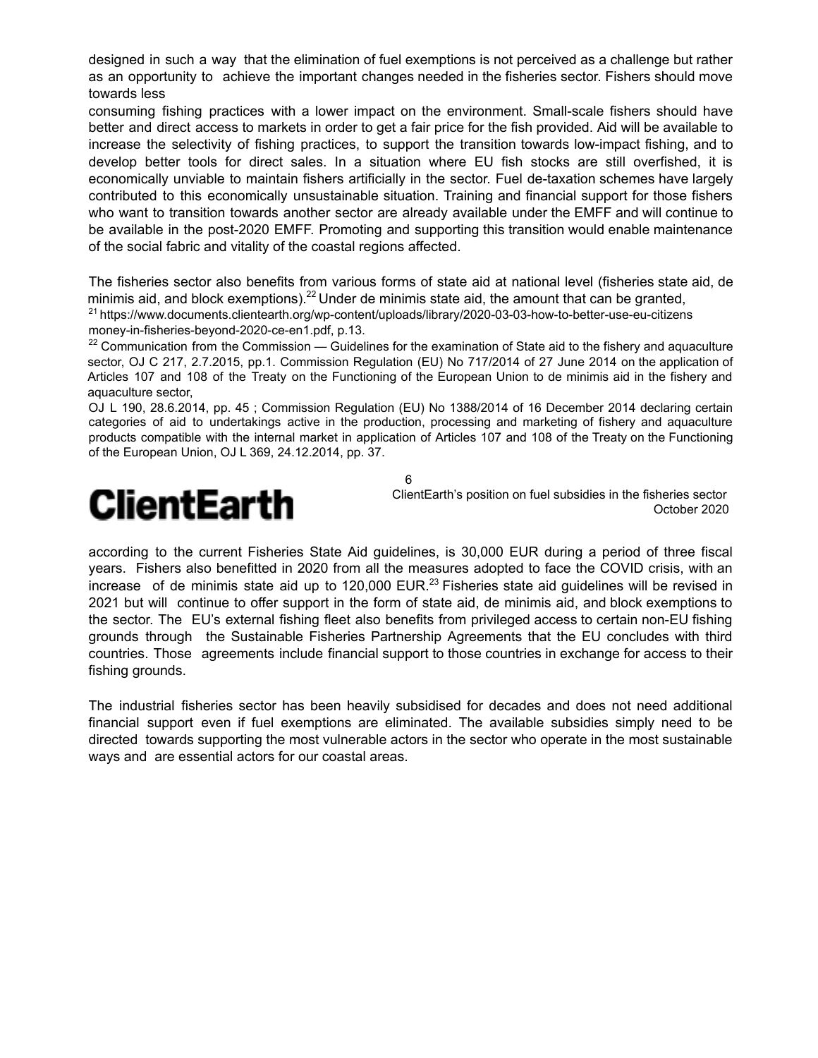designed in such a way that the elimination of fuel exemptions is not perceived as a challenge but rather as an opportunity to achieve the important changes needed in the fisheries sector. Fishers should move towards less consuming fishing practices with a lower impact on the environment. Small-scale fishers should have better and direct access to markets in order to get a fair price for the fish provided. Aid will be available to increase the selectivity of fishing practices, to support the transition towards low-impact fishing, and to develop better tools for direct sales. In a situation where EU fish stocks are still overfished, it is economically unviable to maintain fishers artificially in the sector. Fuel de-taxation schemes have largely contributed to this economically unsustainable situation. Training and financial support for those fishers who want to transition towards another sector are already available under the EMFF and will continue to be available in the post-2020 EMFF. Promoting and supporting this transition would enable maintenance of the social fabric and vitality of the coastal regions affected.

The fisheries sector also benefits from various forms of state aid at national level (fisheries state aid, de minimis aid, and block exemptions).[22] Under de minimis state aid, the amount that can be granted, according to the current Fisheries State Aid guidelines, is 30,000 EUR during a period of three fiscal years. Fishers also benefitted in 2020 from all the measures adopted to face the COVID crisis, with an increase of de minimis state aid up to 120,000 EUR.[23] Fisheries state aid guidelines will be revised in 2021 but will continue to offer support in the form of state aid, de minimis aid, and block exemptions to the sector. The EU's external fishing fleet also benefits from privileged access to certain non-EU fishing grounds through the Sustainable Fisheries Partnership Agreements that the EU concludes with third countries. Those agreements include financial support to those countries in exchange for access to their fishing grounds.

The industrial fisheries sector has been heavily subsidised for decades and does not need additional financial support even if fuel exemptions are eliminated. The available subsidies simply need to be directed towards supporting the most vulnerable actors in the sector who operate in the most sustainable ways and are essential actors for our coastal areas.

[21] https://www.documents.clientearth.org/wp-content/uploads/library/2020-03-03-how-to-better-use-eu-citizens money-in-fisheries-beyond-2020-ce-en1.pdf, p.13.

[22] Communication from the Commission — Guidelines for the examination of State aid to the fishery and aquaculture sector, OJ C 217, 2.7.2015, pp.1. Commission Regulation (EU) No 717/2014 of 27 June 2014 on the application of Articles 107 and 108 of the Treaty on the Functioning of the European Union to de minimis aid in the fishery and aquaculture sector, OJ L 190, 28.6.2014, pp. 45 ; Commission Regulation (EU) No 1388/2014 of 16 December 2014 declaring certain categories of aid to undertakings active in the production, processing and marketing of fishery and aquaculture products compatible with the internal market in application of Articles 107 and 108 of the Treaty on the Functioning of the European Union, OJ L 369, 24.12.2014, pp. 37.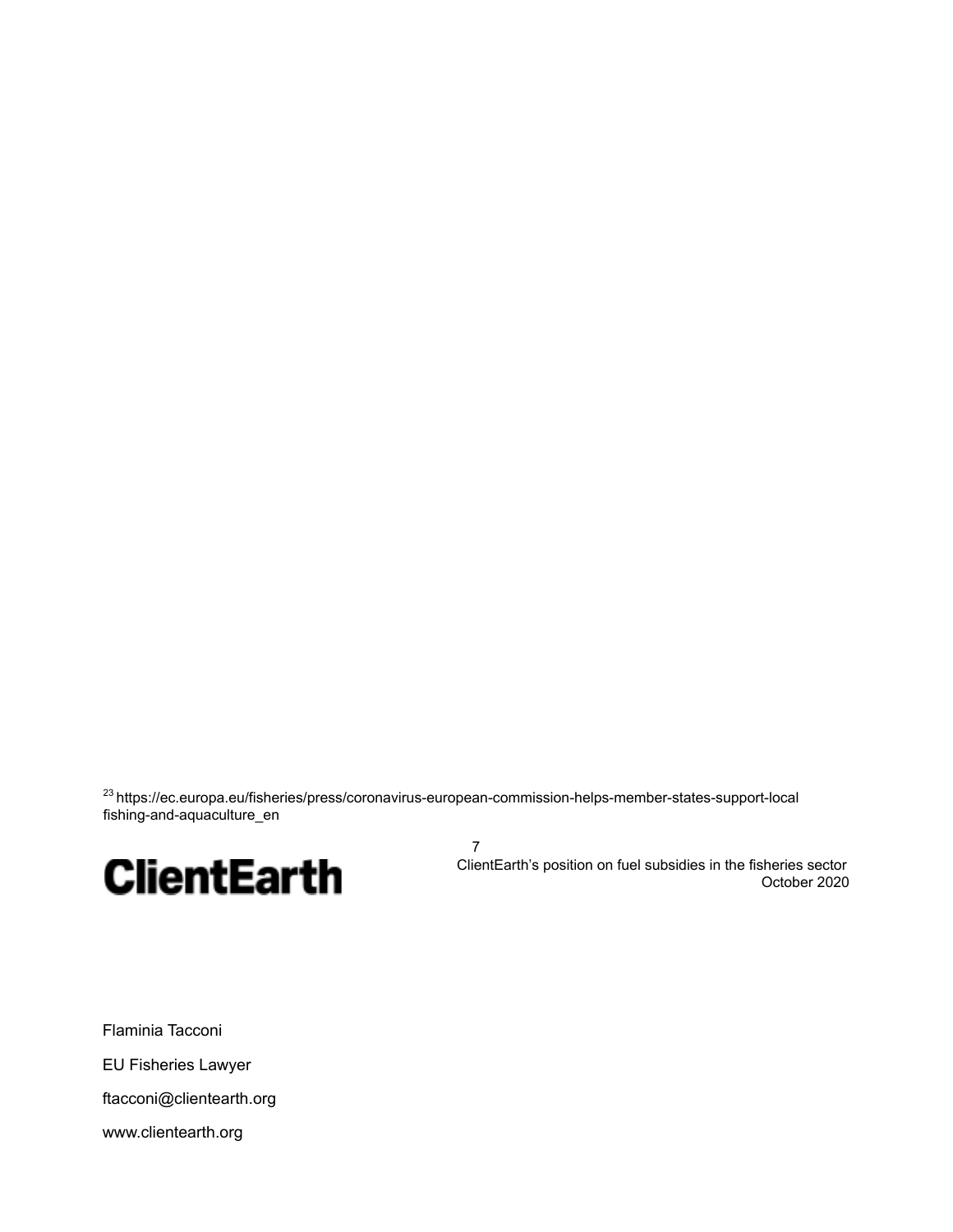[23] https://ec.europa.eu/fisheries/press/coronavirus-european-commission-helps-member-states-support-local fishing-and-aquaculture_en

Flaminia Tacconi

EU Fisheries Lawyer

ftacconi@clientearth.org

www.clientearth.org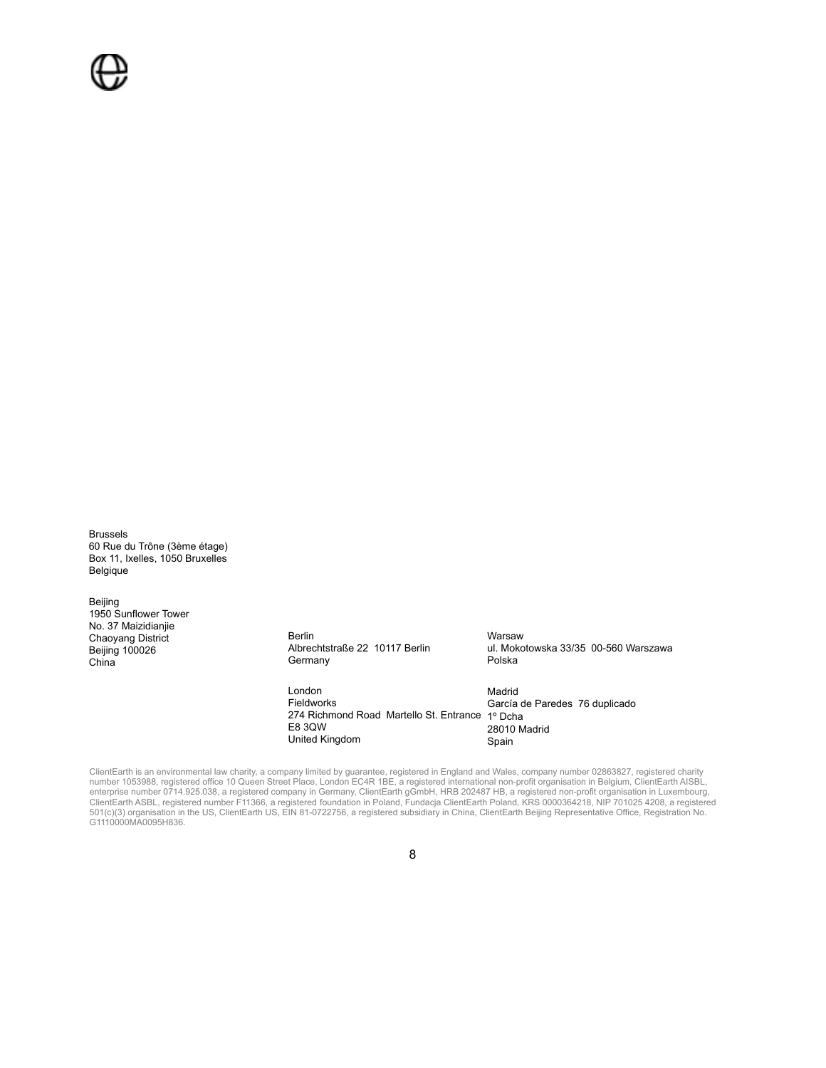Brussels
60 Rue du Trône (3ème étage)
Box 11, Ixelles, 1050 Bruxelles
Belgique

Beijing
1950 Sunflower Tower
No. 37 Maizidianjie
Chaoyang District
Beijing 100026
China

Berlin
Albrechtstraße 22 10117 Berlin
Germany

Warsaw
ul. Mokotowska 33/35 00-560 Warszawa
Polska

London
Fieldworks
274 Richmond Road Martello St. Entrance
E8 3QW
United Kingdom

Madrid
García de Paredes 76 duplicado
1º Dcha
28010 Madrid
Spain

ClientEarth is an environmental law charity, a company limited by guarantee, registered in England and Wales, company number 02863827, registered charity number 1053988, registered office 10 Queen Street Place, London EC4R 1BE, a registered international non-profit organisation in Belgium, ClientEarth AISBL, enterprise number 0714.925.038, a registered company in Germany, ClientEarth gGmbH, HRB 202487 HB, a registered non-profit organisation in Luxembourg, ClientEarth ASBL, registered number F11366, a registered foundation in Poland, Fundacja ClientEarth Poland, KRS 0000364218, NIP 701025 4208, a registered 501(c)(3) organisation in the US, ClientEarth US, EIN 81-0722756, a registered subsidiary in China, ClientEarth Beijing Representative Office, Registration No. G1110000MA0095H836.